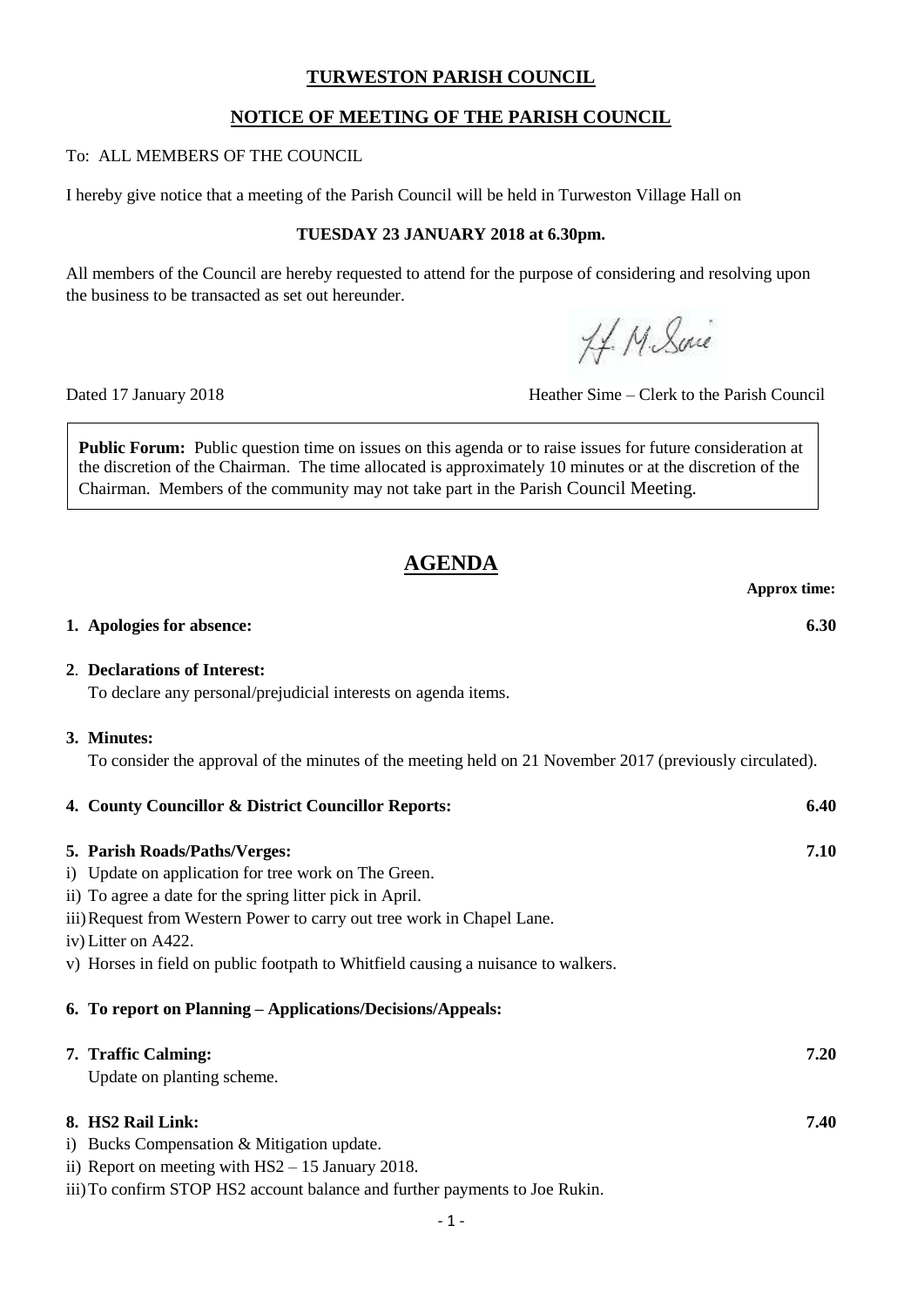# TURWESTON PARISH COUNCIL

## NOTICE OF MEETING OF THE PARISH COUNCIL

To: ALL MEMBERS OF THE COUNCIL

I hereby give notice that a meeting of the Parish Council will be held in Turweston Village Hall on

**TUESDAY 23 JANUARY 2018 at 6.30pm.**

All members of the Council are hereby requested to attend for the purpose of considering and resolving upon the business to be transacted as set out hereunder.

Dated 17 January 2018 — Heather Sime – Clerk to the Parish Council

> **Public Forum:** Public question time on issues on this agenda or to raise issues for future consideration at the discretion of the Chairman. The time allocated is approximately 10 minutes or at the discretion of the Chairman. Members of the community may not take part in the Parish Council Meeting.

## AGENDA

**Approx time:**

**1. Apologies for absence:** — **6.30**

**2. Declarations of Interest:**
To declare any personal/prejudicial interests on agenda items.

**3. Minutes:**
To consider the approval of the minutes of the meeting held on 21 November 2017 (previously circulated).

**4. County Councillor & District Councillor Reports:** — **6.40**

**5. Parish Roads/Paths/Verges:** — **7.10**

i) Update on application for tree work on The Green.
ii) To agree a date for the spring litter pick in April.
iii) Request from Western Power to carry out tree work in Chapel Lane.
iv) Litter on A422.
v) Horses in field on public footpath to Whitfield causing a nuisance to walkers.

**6. To report on Planning – Applications/Decisions/Appeals:**

**7. Traffic Calming:** — **7.20**
Update on planting scheme.

**8. HS2 Rail Link:** — **7.40**

i) Bucks Compensation & Mitigation update.
ii) Report on meeting with HS2 – 15 January 2018.
iii) To confirm STOP HS2 account balance and further payments to Joe Rukin.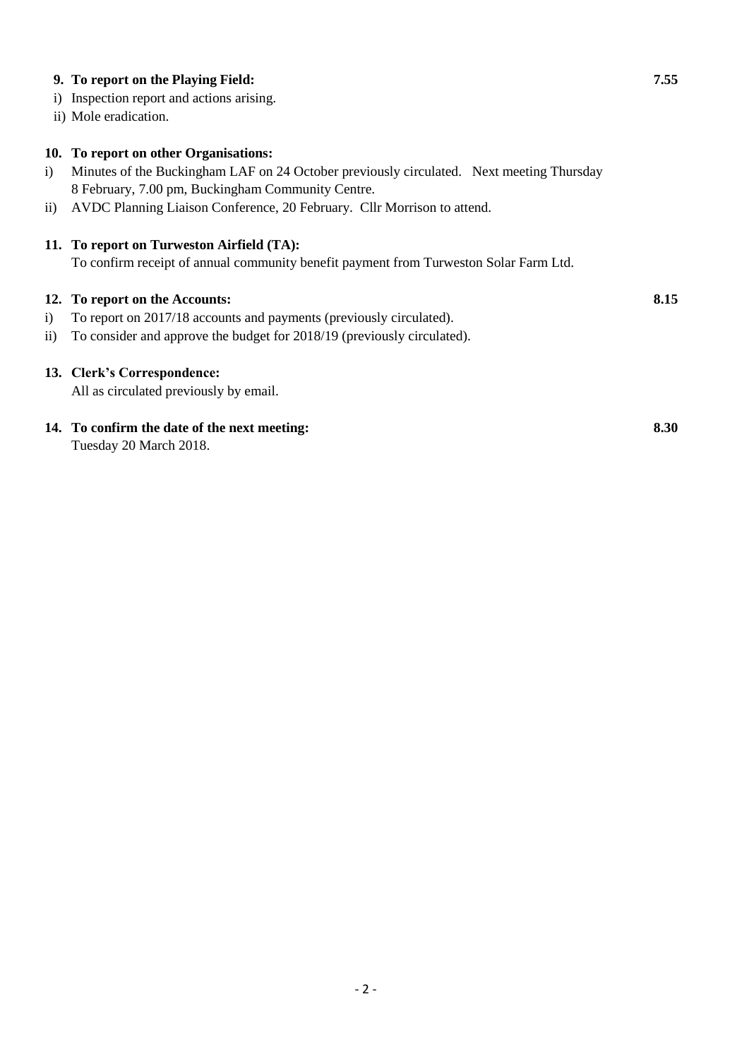**9. To report on the Playing Field:** **7.55**

i) Inspection report and actions arising.

ii) Mole eradication.

**10. To report on other Organisations:**

i) Minutes of the Buckingham LAF on 24 October previously circulated. Next meeting Thursday 8 February, 7.00 pm, Buckingham Community Centre.

ii) AVDC Planning Liaison Conference, 20 February. Cllr Morrison to attend.

**11. To report on Turweston Airfield (TA):**

To confirm receipt of annual community benefit payment from Turweston Solar Farm Ltd.

**12. To report on the Accounts:** **8.15**

i) To report on 2017/18 accounts and payments (previously circulated).

ii) To consider and approve the budget for 2018/19 (previously circulated).

**13. Clerk's Correspondence:**

All as circulated previously by email.

**14. To confirm the date of the next meeting:** **8.30**

Tuesday 20 March 2018.